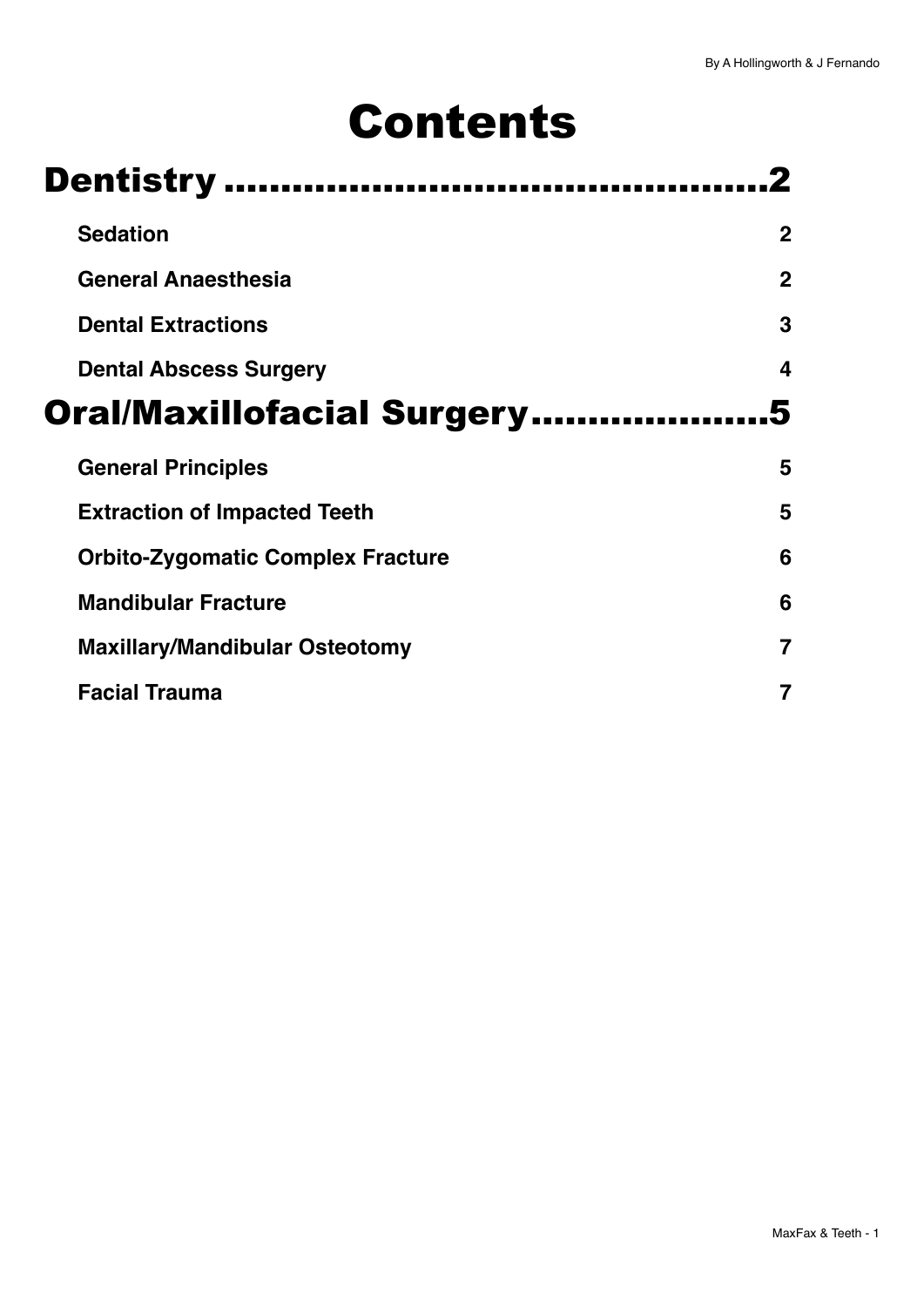# Contents

## Dentistry ........................................2

| | |
|---|---|
| **Sedation** | **2** |
| **General Anaesthesia** | **2** |
| **Dental Extractions** | **3** |
| **Dental Abscess Surgery** | **4** |

## Oral/Maxillofacial Surgery.....................5

| | |
|---|---|
| **General Principles** | **5** |
| **Extraction of Impacted Teeth** | **5** |
| **Orbito-Zygomatic Complex Fracture** | **6** |
| **Mandibular Fracture** | **6** |
| **Maxillary/Mandibular Osteotomy** | **7** |
| **Facial Trauma** | **7** |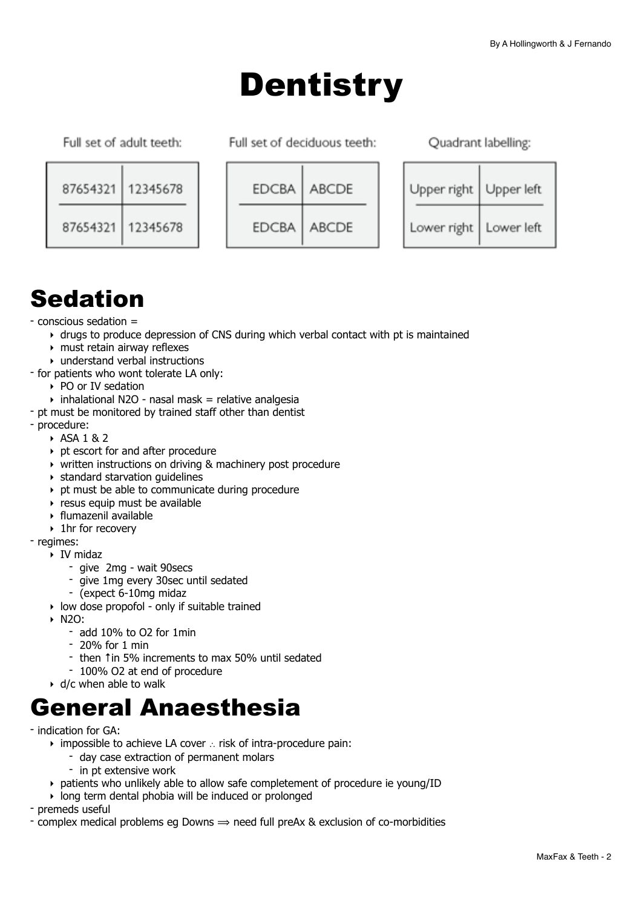# Dentistry

Full set of adult teeth:

| 87654321 | 12345678 |
|---|---|
| 87654321 | 12345678 |

Full set of deciduous teeth:

| EDCBA | ABCDE |
|---|---|
| EDCBA | ABCDE |

Quadrant labelling:

| Upper right | Upper left |
|---|---|
| Lower right | Lower left |

# Sedation

- conscious sedation =
  - drugs to produce depression of CNS during which verbal contact with pt is maintained
  - must retain airway reflexes
  - understand verbal instructions
- for patients who wont tolerate LA only:
  - PO or IV sedation
  - inhalational N2O - nasal mask = relative analgesia
- pt must be monitored by trained staff other than dentist
- procedure:
  - ASA 1 & 2
  - pt escort for and after procedure
  - written instructions on driving & machinery post procedure
  - standard starvation guidelines
  - pt must be able to communicate during procedure
  - resus equip must be available
  - flumazenil available
  - 1hr for recovery
- regimes:
  - IV midaz
    - give 2mg - wait 90secs
    - give 1mg every 30sec until sedated
    - (expect 6-10mg midaz
  - low dose propofol - only if suitable trained
  - N2O:
    - add 10% to O2 for 1min
    - 20% for 1 min
    - then ↑in 5% increments to max 50% until sedated
    - 100% O2 at end of procedure
  - d/c when able to walk

# General Anaesthesia

- indication for GA:
  - impossible to achieve LA cover ∴ risk of intra-procedure pain:
    - day case extraction of permanent molars
    - in pt extensive work
  - patients who unlikely able to allow safe completement of procedure ie young/ID
  - long term dental phobia will be induced or prolonged
- premeds useful
- complex medical problems eg Downs ⟹ need full preAx & exclusion of co-morbidities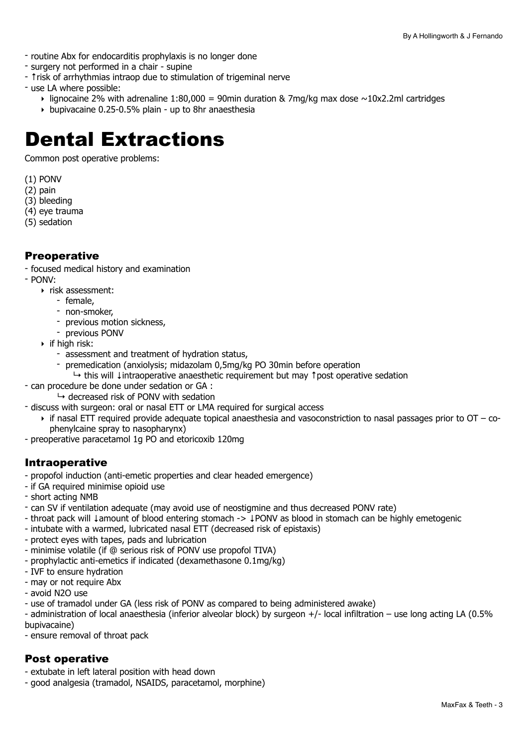- routine Abx for endocarditis prophylaxis is no longer done
- surgery not performed in a chair - supine
- ↑risk of arrhythmias intraop due to stimulation of trigeminal nerve
- use LA where possible:
    - lignocaine 2% with adrenaline 1:80,000 = 90min duration & 7mg/kg max dose ~10x2.2ml cartridges
    - bupivacaine 0.25-0.5% plain - up to 8hr anaesthesia

# Dental Extractions

Common post operative problems:

(1) PONV
(2) pain
(3) bleeding
(4) eye trauma
(5) sedation

## Preoperative

- focused medical history and examination
- PONV:
    - risk assessment:
        - female,
        - non-smoker,
        - previous motion sickness,
        - previous PONV
    - if high risk:
        - assessment and treatment of hydration status,
        - premedication (anxiolysis; midazolam 0,5mg/kg PO 30min before operation
            ↳ this will ↓intraoperative anaesthetic requirement but may ↑post operative sedation
- can procedure be done under sedation or GA :
    ↳ decreased risk of PONV with sedation
- discuss with surgeon: oral or nasal ETT or LMA required for surgical access
    - if nasal ETT required provide adequate topical anaesthesia and vasoconstriction to nasal passages prior to OT – co-phenylcaine spray to nasopharynx)
- preoperative paracetamol 1g PO and etoricoxib 120mg

## Intraoperative

- propofol induction (anti-emetic properties and clear headed emergence)
- if GA required minimise opioid use
- short acting NMB
- can SV if ventilation adequate (may avoid use of neostigmine and thus decreased PONV rate)
- throat pack will ↓amount of blood entering stomach -> ↓PONV as blood in stomach can be highly emetogenic
- intubate with a warmed, lubricated nasal ETT (decreased risk of epistaxis)
- protect eyes with tapes, pads and lubrication
- minimise volatile (if @ serious risk of PONV use propofol TIVA)
- prophylactic anti-emetics if indicated (dexamethasone 0.1mg/kg)
- IVF to ensure hydration
- may or not require Abx
- avoid N2O use
- use of tramadol under GA (less risk of PONV as compared to being administered awake)
- administration of local anaesthesia (inferior alveolar block) by surgeon +/- local infiltration – use long acting LA (0.5% bupivacaine)
- ensure removal of throat pack

## Post operative

- extubate in left lateral position with head down
- good analgesia (tramadol, NSAIDS, paracetamol, morphine)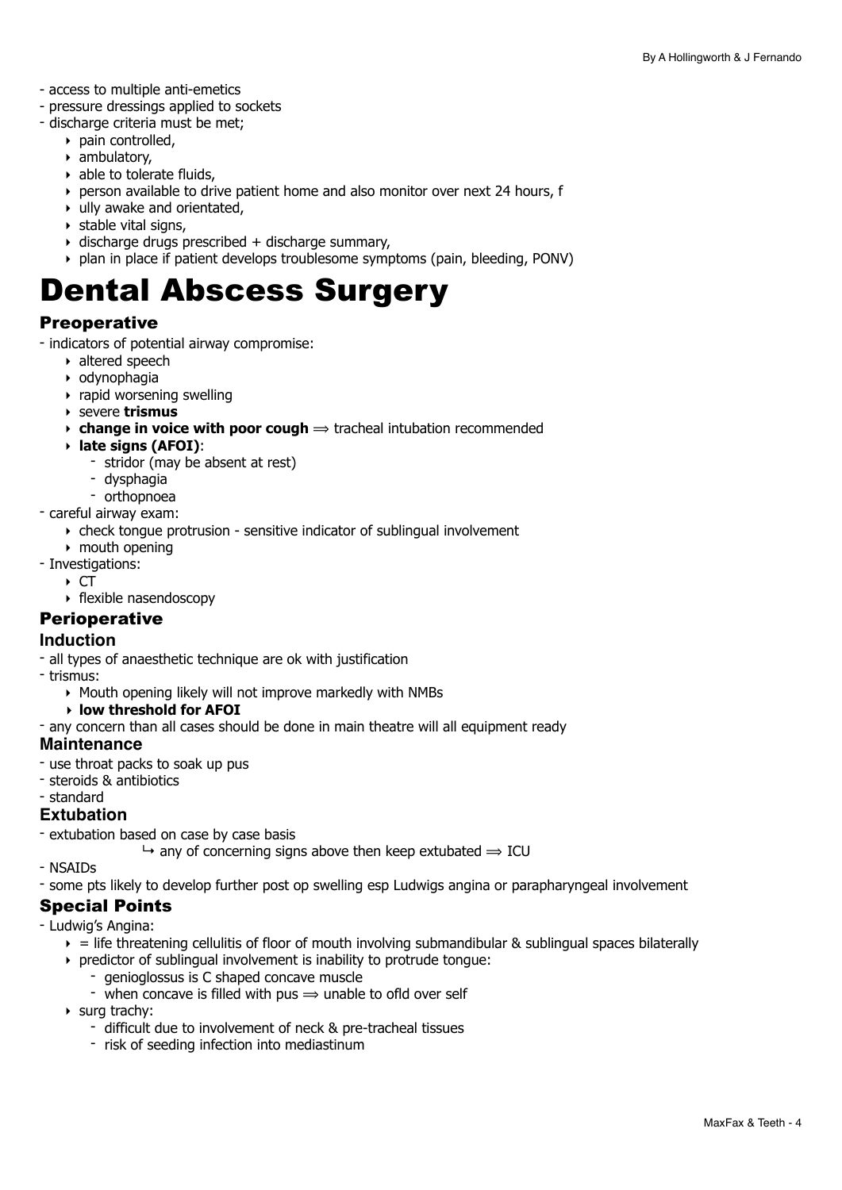- access to multiple anti-emetics
- pressure dressings applied to sockets
- discharge criteria must be met;
    - pain controlled,
    - ambulatory,
    - able to tolerate fluids,
    - person available to drive patient home and also monitor over next 24 hours, f
    - ully awake and orientated,
    - stable vital signs,
    - discharge drugs prescribed + discharge summary,
    - plan in place if patient develops troublesome symptoms (pain, bleeding, PONV)

# Dental Abscess Surgery

## Preoperative

- indicators of potential airway compromise:
    - altered speech
    - odynophagia
    - rapid worsening swelling
    - severe **trismus**
    - **change in voice with poor cough** ⟹ tracheal intubation recommended
    - **late signs (AFOI)**:
        - stridor (may be absent at rest)
        - dysphagia
        - orthopnoea
- careful airway exam:
    - check tongue protrusion - sensitive indicator of sublingual involvement
    - mouth opening
- Investigations:
    - CT
    - flexible nasendoscopy

## Perioperative

### Induction

- all types of anaesthetic technique are ok with justification
- trismus:
    - Mouth opening likely will not improve markedly with NMBs
    - **low threshold for AFOI**
- any concern than all cases should be done in main theatre will all equipment ready

### Maintenance

- use throat packs to soak up pus
- steroids & antibiotics
- standard

### Extubation

- extubation based on case by case basis
    - ↳ any of concerning signs above then keep extubated ⟹ ICU
- NSAIDs
- some pts likely to develop further post op swelling esp Ludwigs angina or parapharyngeal involvement

## Special Points

- Ludwig's Angina:
    - = life threatening cellulitis of floor of mouth involving submandibular & sublingual spaces bilaterally
    - predictor of sublingual involvement is inability to protrude tongue:
        - genioglossus is C shaped concave muscle
        - when concave is filled with pus ⟹ unable to ofld over self
    - surg trachy:
        - difficult due to involvement of neck & pre-tracheal tissues
        - risk of seeding infection into mediastinum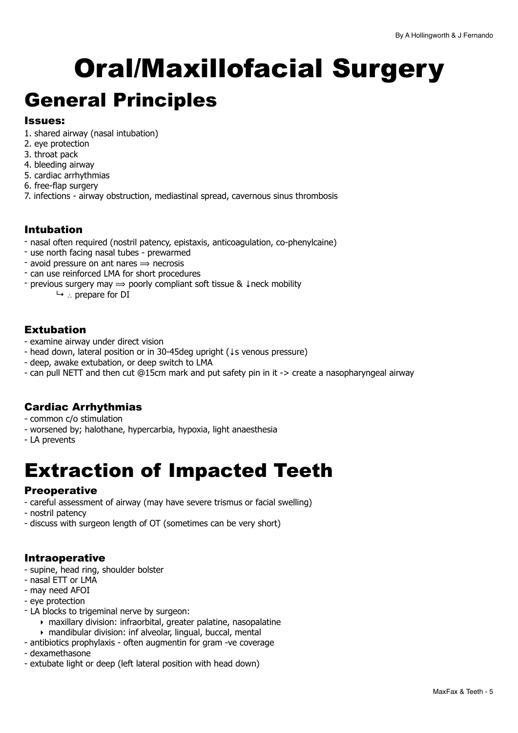# Oral/Maxillofacial Surgery

# General Principles

### Issues:

1. shared airway (nasal intubation)
2. eye protection
3. throat pack
4. bleeding airway
5. cardiac arrhythmias
6. free-flap surgery
7. infections - airway obstruction, mediastinal spread, cavernous sinus thrombosis

### Intubation

- nasal often required (nostril patency, epistaxis, anticoagulation, co-phenylcaine)
- use north facing nasal tubes - prewarmed
- avoid pressure on ant nares ⟹ necrosis
- can use reinforced LMA for short procedures
- previous surgery may ⟹ poorly compliant soft tissue & ↓neck mobility
    - ↳ ∴ prepare for DI

### Extubation

- examine airway under direct vision
- head down, lateral position or in 30-45deg upright (↓s venous pressure)
- deep, awake extubation, or deep switch to LMA
- can pull NETT and then cut @15cm mark and put safety pin in it -> create a nasopharyngeal airway

### Cardiac Arrhythmias

- common c/o stimulation
- worsened by; halothane, hypercarbia, hypoxia, light anaesthesia
- LA prevents

# Extraction of Impacted Teeth

### Preoperative

- careful assessment of airway (may have severe trismus or facial swelling)
- nostril patency
- discuss with surgeon length of OT (sometimes can be very short)

### Intraoperative

- supine, head ring, shoulder bolster
- nasal ETT or LMA
- may need AFOI
- eye protection
- LA blocks to trigeminal nerve by surgeon:
    - maxillary division: infraorbital, greater palatine, nasopalatine
    - mandibular division: inf alveolar, lingual, buccal, mental
- antibiotics prophylaxis - often augmentin for gram -ve coverage
- dexamethasone
- extubate light or deep (left lateral position with head down)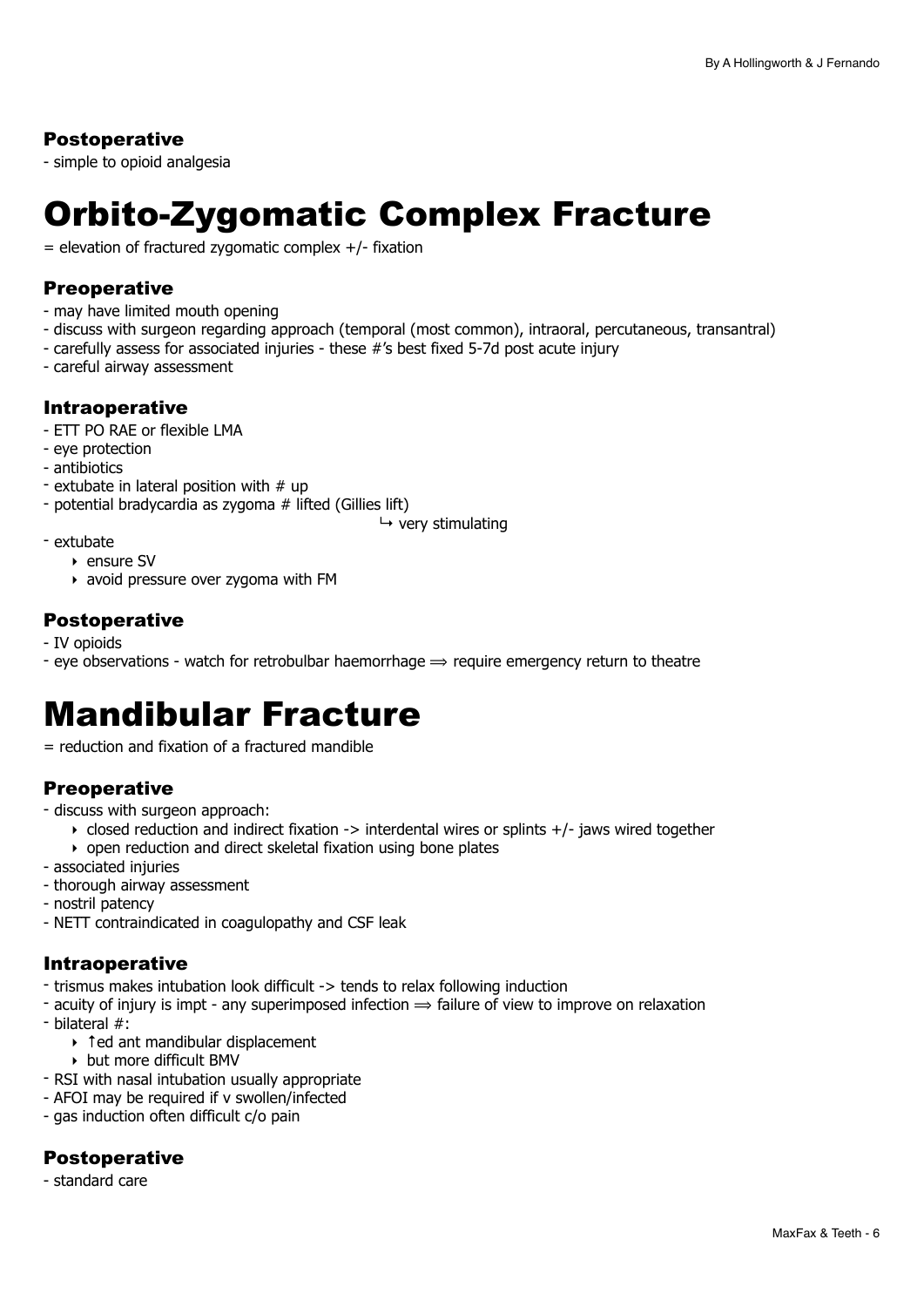### Postoperative

- simple to opioid analgesia

# Orbito-Zygomatic Complex Fracture

= elevation of fractured zygomatic complex +/- fixation

### Preoperative

- may have limited mouth opening
- discuss with surgeon regarding approach (temporal (most common), intraoral, percutaneous, transantral)
- carefully assess for associated injuries - these #'s best fixed 5-7d post acute injury
- careful airway assessment

### Intraoperative

- ETT PO RAE or flexible LMA
- eye protection
- antibiotics
- extubate in lateral position with # up
- potential bradycardia as zygoma # lifted (Gillies lift)
    - ↳ very stimulating
- extubate
    - ensure SV
    - avoid pressure over zygoma with FM

### Postoperative

- IV opioids
- eye observations - watch for retrobulbar haemorrhage ⟹ require emergency return to theatre

# Mandibular Fracture

= reduction and fixation of a fractured mandible

### Preoperative

- discuss with surgeon approach:
    - closed reduction and indirect fixation -> interdental wires or splints +/- jaws wired together
    - open reduction and direct skeletal fixation using bone plates
- associated injuries
- thorough airway assessment
- nostril patency
- NETT contraindicated in coagulopathy and CSF leak

### Intraoperative

- trismus makes intubation look difficult -> tends to relax following induction
- acuity of injury is impt - any superimposed infection ⟹ failure of view to improve on relaxation
- bilateral #:
    - ↑ed ant mandibular displacement
    - but more difficult BMV
- RSI with nasal intubation usually appropriate
- AFOI may be required if v swollen/infected
- gas induction often difficult c/o pain

### Postoperative

- standard care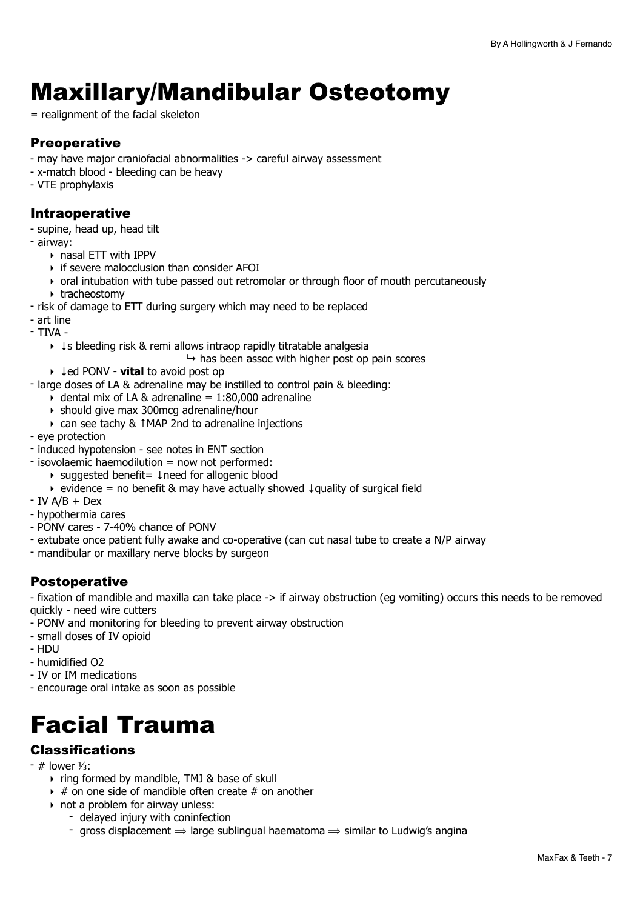# Maxillary/Mandibular Osteotomy

= realignment of the facial skeleton

### Preoperative

- may have major craniofacial abnormalities -> careful airway assessment
- x-match blood - bleeding can be heavy
- VTE prophylaxis

### Intraoperative

- supine, head up, head tilt
- airway:
    - nasal ETT with IPPV
    - if severe malocclusion than consider AFOI
    - oral intubation with tube passed out retromolar or through floor of mouth percutaneously
    - tracheostomy
- risk of damage to ETT during surgery which may need to be replaced
- art line
- TIVA -
    - ↓s bleeding risk & remi allows intraop rapidly titratable analgesia
        - ↳ has been assoc with higher post op pain scores
    - ↓ed PONV - **vital** to avoid post op
- large doses of LA & adrenaline may be instilled to control pain & bleeding:
    - dental mix of LA & adrenaline = 1:80,000 adrenaline
    - should give max 300mcg adrenaline/hour
    - can see tachy & ↑MAP 2nd to adrenaline injections
- eye protection
- induced hypotension - see notes in ENT section
- isovolaemic haemodilution = now not performed:
    - suggested benefit= ↓need for allogenic blood
    - evidence = no benefit & may have actually showed ↓quality of surgical field
- IV A/B + Dex
- hypothermia cares
- PONV cares - 7-40% chance of PONV
- extubate once patient fully awake and co-operative (can cut nasal tube to create a N/P airway
- mandibular or maxillary nerve blocks by surgeon

### Postoperative

- fixation of mandible and maxilla can take place -> if airway obstruction (eg vomiting) occurs this needs to be removed quickly - need wire cutters
- PONV and monitoring for bleeding to prevent airway obstruction
- small doses of IV opioid
- HDU
- humidified O2
- IV or IM medications
- encourage oral intake as soon as possible

# Facial Trauma

### Classifications

- # lower ⅓:
    - ring formed by mandible, TMJ & base of skull
    - # on one side of mandible often create # on another
    - not a problem for airway unless:
        - delayed injury with coninfection
        - gross displacement ⟹ large sublingual haematoma ⟹ similar to Ludwig's angina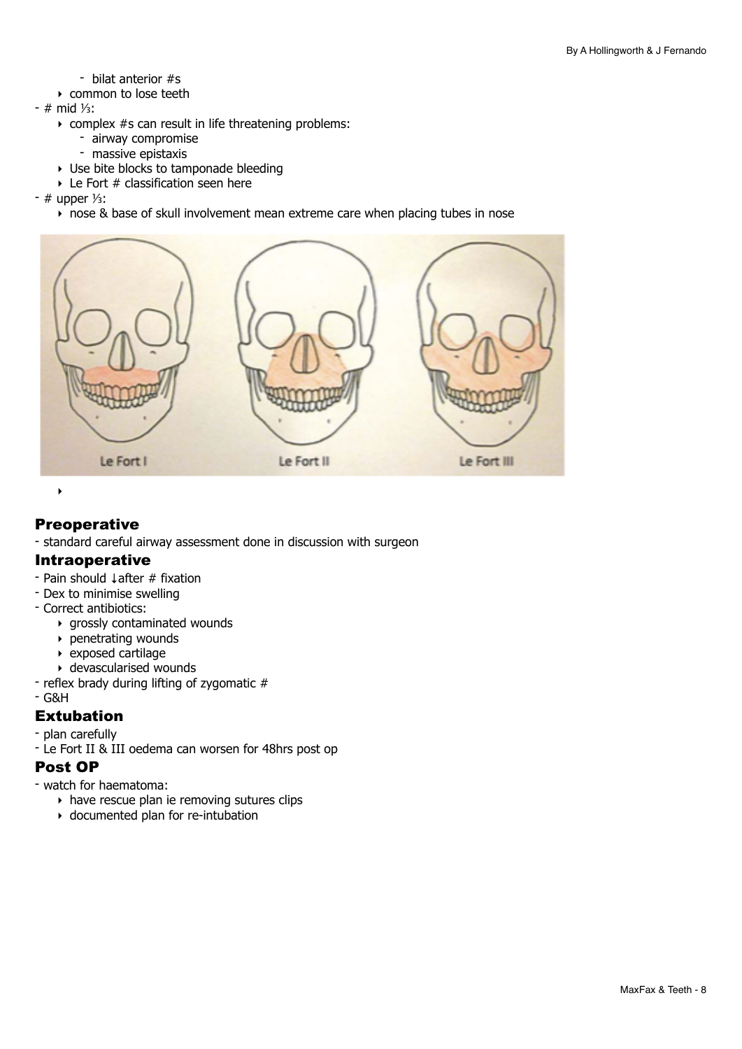- bilat anterior #s
  - common to lose teeth
- # mid ⅓:
  - complex #s can result in life threatening problems:
    - airway compromise
    - massive epistaxis
  - Use bite blocks to tamponade bleeding
  - Le Fort # classification seen here
- # upper ⅓:
  - nose & base of skull involvement mean extreme care when placing tubes in nose

Le Fort I

Le Fort II

Le Fort III

## Preoperative

- standard careful airway assessment done in discussion with surgeon

## Intraoperative

- Pain should ↓after # fixation
- Dex to minimise swelling
- Correct antibiotics:
  - grossly contaminated wounds
  - penetrating wounds
  - exposed cartilage
  - devascularised wounds
- reflex brady during lifting of zygomatic #
- G&H

## Extubation

- plan carefully
- Le Fort II & III oedema can worsen for 48hrs post op

## Post OP

- watch for haematoma:
  - have rescue plan ie removing sutures clips
  - documented plan for re-intubation